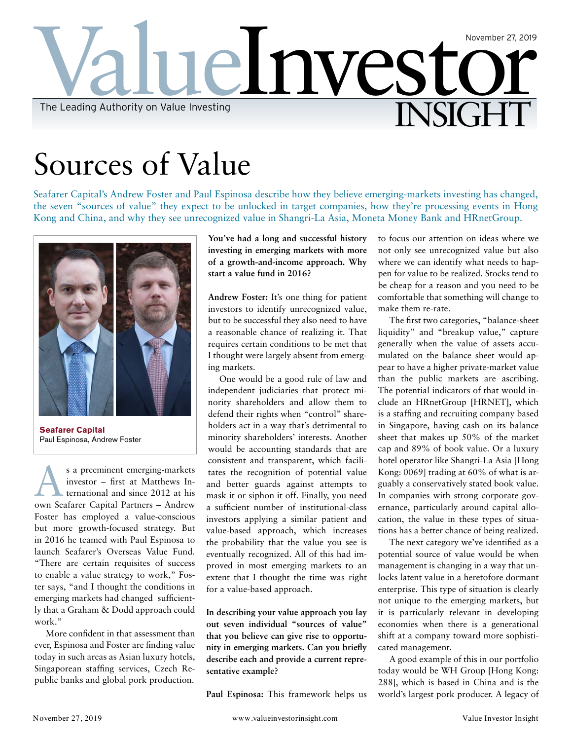# Sources of Value

Seafarer Capital's Andrew Foster and Paul Espinosa describe how they believe emerging-markets investing has changed, the seven "sources of value" they expect to be unlocked in target companies, how they're processing events in Hong Kong and China, and why they see unrecognized value in Shangri-La Asia, Moneta Money Bank and HRnetGroup.

**Seafarer Capital**
Paul Espinosa, Andrew Foster

As a preeminent emerging-markets investor – first at Matthews International and since 2012 at his own Seafarer Capital Partners – Andrew Foster has employed a value-conscious but more growth-focused strategy. But in 2016 he teamed with Paul Espinosa to launch Seafarer's Overseas Value Fund. "There are certain requisites of success to enable a value strategy to work," Foster says, "and I thought the conditions in emerging markets had changed sufficiently that a Graham & Dodd approach could work."

More confident in that assessment than ever, Espinosa and Foster are finding value today in such areas as Asian luxury hotels, Singaporean staffing services, Czech Republic banks and global pork production.

**You've had a long and successful history investing in emerging markets with more of a growth-and-income approach. Why start a value fund in 2016?**

**Andrew Foster:** It's one thing for patient investors to identify unrecognized value, but to be successful they also need to have a reasonable chance of realizing it. That requires certain conditions to be met that I thought were largely absent from emerging markets.

One would be a good rule of law and independent judiciaries that protect minority shareholders and allow them to defend their rights when "control" shareholders act in a way that's detrimental to minority shareholders' interests. Another would be accounting standards that are consistent and transparent, which facilitates the recognition of potential value and better guards against attempts to mask it or siphon it off. Finally, you need a sufficient number of institutional-class investors applying a similar patient and value-based approach, which increases the probability that the value you see is eventually recognized. All of this had improved in most emerging markets to an extent that I thought the time was right for a value-based approach.

**In describing your value approach you lay out seven individual "sources of value" that you believe can give rise to opportunity in emerging markets. Can you briefly describe each and provide a current representative example?**

**Paul Espinosa:** This framework helps us to focus our attention on ideas where we not only see unrecognized value but also where we can identify what needs to happen for value to be realized. Stocks tend to be cheap for a reason and you need to be comfortable that something will change to make them re-rate.

The first two categories, "balance-sheet liquidity" and "breakup value," capture generally when the value of assets accumulated on the balance sheet would appear to have a higher private-market value than the public markets are ascribing. The potential indicators of that would include an HRnetGroup [HRNET], which is a staffing and recruiting company based in Singapore, having cash on its balance sheet that makes up 50% of the market cap and 89% of book value. Or a luxury hotel operator like Shangri-La Asia [Hong Kong: 0069] trading at 60% of what is arguably a conservatively stated book value. In companies with strong corporate governance, particularly around capital allocation, the value in these types of situations has a better chance of being realized.

The next category we've identified as a potential source of value would be when management is changing in a way that unlocks latent value in a heretofore dormant enterprise. This type of situation is clearly not unique to the emerging markets, but it is particularly relevant in developing economies when there is a generational shift at a company toward more sophisticated management.

A good example of this in our portfolio today would be WH Group [Hong Kong: 288], which is based in China and is the world's largest pork producer. A legacy of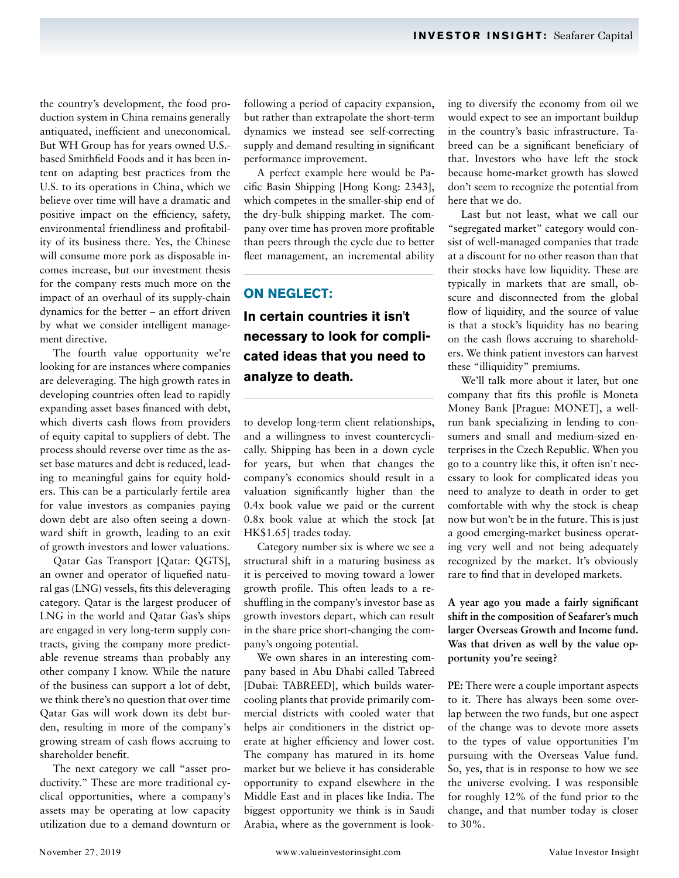the country's development, the food production system in China remains generally antiquated, inefficient and uneconomical. But WH Group has for years owned U.S.-based Smithfield Foods and it has been intent on adapting best practices from the U.S. to its operations in China, which we believe over time will have a dramatic and positive impact on the efficiency, safety, environmental friendliness and profitability of its business there. Yes, the Chinese will consume more pork as disposable incomes increase, but our investment thesis for the company rests much more on the impact of an overhaul of its supply-chain dynamics for the better – an effort driven by what we consider intelligent management directive.

The fourth value opportunity we're looking for are instances where companies are deleveraging. The high growth rates in developing countries often lead to rapidly expanding asset bases financed with debt, which diverts cash flows from providers of equity capital to suppliers of debt. The process should reverse over time as the asset base matures and debt is reduced, leading to meaningful gains for equity holders. This can be a particularly fertile area for value investors as companies paying down debt are also often seeing a downward shift in growth, leading to an exit of growth investors and lower valuations.

Qatar Gas Transport [Qatar: QGTS], an owner and operator of liquefied natural gas (LNG) vessels, fits this deleveraging category. Qatar is the largest producer of LNG in the world and Qatar Gas's ships are engaged in very long-term supply contracts, giving the company more predictable revenue streams than probably any other company I know. While the nature of the business can support a lot of debt, we think there's no question that over time Qatar Gas will work down its debt burden, resulting in more of the company's growing stream of cash flows accruing to shareholder benefit.

The next category we call "asset productivity." These are more traditional cyclical opportunities, where a company's assets may be operating at low capacity utilization due to a demand downturn or following a period of capacity expansion, but rather than extrapolate the short-term dynamics we instead see self-correcting supply and demand resulting in significant performance improvement.

A perfect example here would be Pacific Basin Shipping [Hong Kong: 2343], which competes in the smaller-ship end of the dry-bulk shipping market. The company over time has proven more profitable than peers through the cycle due to better fleet management, an incremental ability to develop long-term client relationships, and a willingness to invest countercyclically. Shipping has been in a down cycle for years, but when that changes the company's economics should result in a valuation significantly higher than the 0.4x book value we paid or the current 0.8x book value at which the stock [at HK$1.65] trades today.

> **ON NEGLECT:**
>
> **In certain countries it isn't necessary to look for complicated ideas that you need to analyze to death.**

Category number six is where we see a structural shift in a maturing business as it is perceived to moving toward a lower growth profile. This often leads to a reshuffling in the company's investor base as growth investors depart, which can result in the share price short-changing the company's ongoing potential.

We own shares in an interesting company based in Abu Dhabi called Tabreed [Dubai: TABREED], which builds water-cooling plants that provide primarily commercial districts with cooled water that helps air conditioners in the district operate at higher efficiency and lower cost. The company has matured in its home market but we believe it has considerable opportunity to expand elsewhere in the Middle East and in places like India. The biggest opportunity we think is in Saudi Arabia, where as the government is looking to diversify the economy from oil we would expect to see an important buildup in the country's basic infrastructure. Tabreed can be a significant beneficiary of that. Investors who have left the stock because home-market growth has slowed don't seem to recognize the potential from here that we do.

Last but not least, what we call our "segregated market" category would consist of well-managed companies that trade at a discount for no other reason than that their stocks have low liquidity. These are typically in markets that are small, obscure and disconnected from the global flow of liquidity, and the source of value is that a stock's liquidity has no bearing on the cash flows accruing to shareholders. We think patient investors can harvest these "illiquidity" premiums.

We'll talk more about it later, but one company that fits this profile is Moneta Money Bank [Prague: MONET], a well-run bank specializing in lending to consumers and small and medium-sized enterprises in the Czech Republic. When you go to a country like this, it often isn't necessary to look for complicated ideas you need to analyze to death in order to get comfortable with why the stock is cheap now but won't be in the future. This is just a good emerging-market business operating very well and not being adequately recognized by the market. It's obviously rare to find that in developed markets.

**A year ago you made a fairly significant shift in the composition of Seafarer's much larger Overseas Growth and Income fund. Was that driven as well by the value opportunity you're seeing?**

**PE:** There were a couple important aspects to it. There has always been some overlap between the two funds, but one aspect of the change was to devote more assets to the types of value opportunities I'm pursuing with the Overseas Value fund. So, yes, that is in response to how we see the universe evolving. I was responsible for roughly 12% of the fund prior to the change, and that number today is closer to 30%.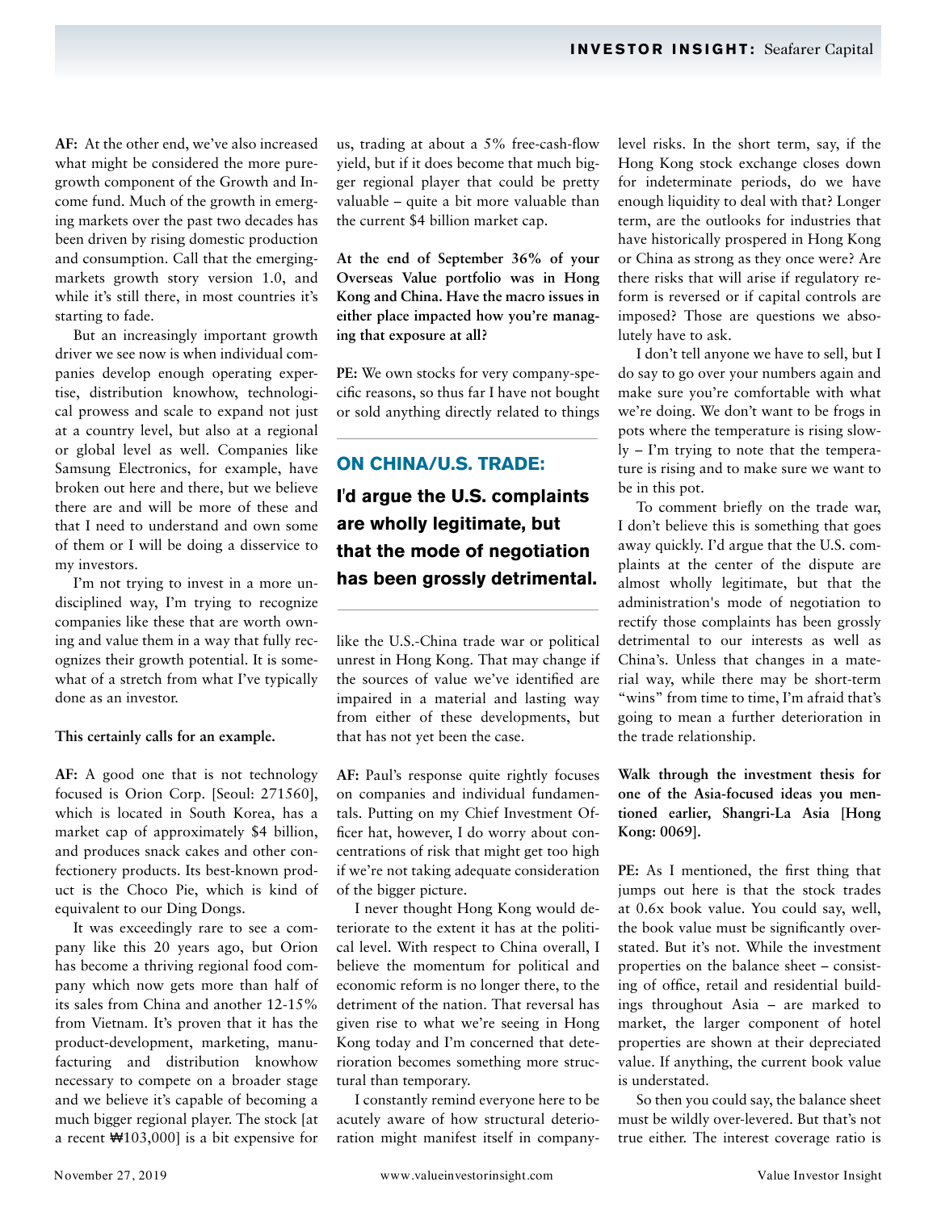**AF:** At the other end, we've also increased what might be considered the more pure-growth component of the Growth and Income fund. Much of the growth in emerging markets over the past two decades has been driven by rising domestic production and consumption. Call that the emerging-markets growth story version 1.0, and while it's still there, in most countries it's starting to fade.

But an increasingly important growth driver we see now is when individual companies develop enough operating expertise, distribution knowhow, technological prowess and scale to expand not just at a country level, but also at a regional or global level as well. Companies like Samsung Electronics, for example, have broken out here and there, but we believe there are and will be more of these and that I need to understand and own some of them or I will be doing a disservice to my investors.

I'm not trying to invest in a more undisciplined way, I'm trying to recognize companies like these that are worth owning and value them in a way that fully recognizes their growth potential. It is somewhat of a stretch from what I've typically done as an investor.

**This certainly calls for an example.**

**AF:** A good one that is not technology focused is Orion Corp. [Seoul: 271560], which is located in South Korea, has a market cap of approximately $4 billion, and produces snack cakes and other confectionery products. Its best-known product is the Choco Pie, which is kind of equivalent to our Ding Dongs.

It was exceedingly rare to see a company like this 20 years ago, but Orion has become a thriving regional food company which now gets more than half of its sales from China and another 12-15% from Vietnam. It's proven that it has the product-development, marketing, manufacturing and distribution knowhow necessary to compete on a broader stage and we believe it's capable of becoming a much bigger regional player. The stock [at a recent ₩103,000] is a bit expensive for us, trading at about a 5% free-cash-flow yield, but if it does become that much bigger regional player that could be pretty valuable – quite a bit more valuable than the current $4 billion market cap.

**At the end of September 36% of your Overseas Value portfolio was in Hong Kong and China. Have the macro issues in either place impacted how you're managing that exposure at all?**

**PE:** We own stocks for very company-specific reasons, so thus far I have not bought or sold anything directly related to things like the U.S.-China trade war or political unrest in Hong Kong. That may change if the sources of value we've identified are impaired in a material and lasting way from either of these developments, but that has not yet been the case.

**AF:** Paul's response quite rightly focuses on companies and individual fundamentals. Putting on my Chief Investment Officer hat, however, I do worry about concentrations of risk that might get too high if we're not taking adequate consideration of the bigger picture.

I never thought Hong Kong would deteriorate to the extent it has at the political level. With respect to China overall, I believe the momentum for political and economic reform is no longer there, to the detriment of the nation. That reversal has given rise to what we're seeing in Hong Kong today and I'm concerned that deterioration becomes something more structural than temporary.

I constantly remind everyone here to be acutely aware of how structural deterioration might manifest itself in company-level risks. In the short term, say, if the Hong Kong stock exchange closes down for indeterminate periods, do we have enough liquidity to deal with that? Longer term, are the outlooks for industries that have historically prospered in Hong Kong or China as strong as they once were? Are there risks that will arise if regulatory reform is reversed or if capital controls are imposed? Those are questions we absolutely have to ask.

I don't tell anyone we have to sell, but I do say to go over your numbers again and make sure you're comfortable with what we're doing. We don't want to be frogs in pots where the temperature is rising slowly – I'm trying to note that the temperature is rising and to make sure we want to be in this pot.

To comment briefly on the trade war, I don't believe this is something that goes away quickly. I'd argue that the U.S. complaints at the center of the dispute are almost wholly legitimate, but that the administration's mode of negotiation to rectify those complaints has been grossly detrimental to our interests as well as China's. Unless that changes in a material way, while there may be short-term "wins" from time to time, I'm afraid that's going to mean a further deterioration in the trade relationship.

> **ON CHINA/U.S. TRADE:**
> **I'd argue the U.S. complaints are wholly legitimate, but that the mode of negotiation has been grossly detrimental.**

**Walk through the investment thesis for one of the Asia-focused ideas you mentioned earlier, Shangri-La Asia [Hong Kong: 0069].**

**PE:** As I mentioned, the first thing that jumps out here is that the stock trades at 0.6x book value. You could say, well, the book value must be significantly overstated. But it's not. While the investment properties on the balance sheet – consisting of office, retail and residential buildings throughout Asia – are marked to market, the larger component of hotel properties are shown at their depreciated value. If anything, the current book value is understated.

So then you could say, the balance sheet must be wildly over-levered. But that's not true either. The interest coverage ratio is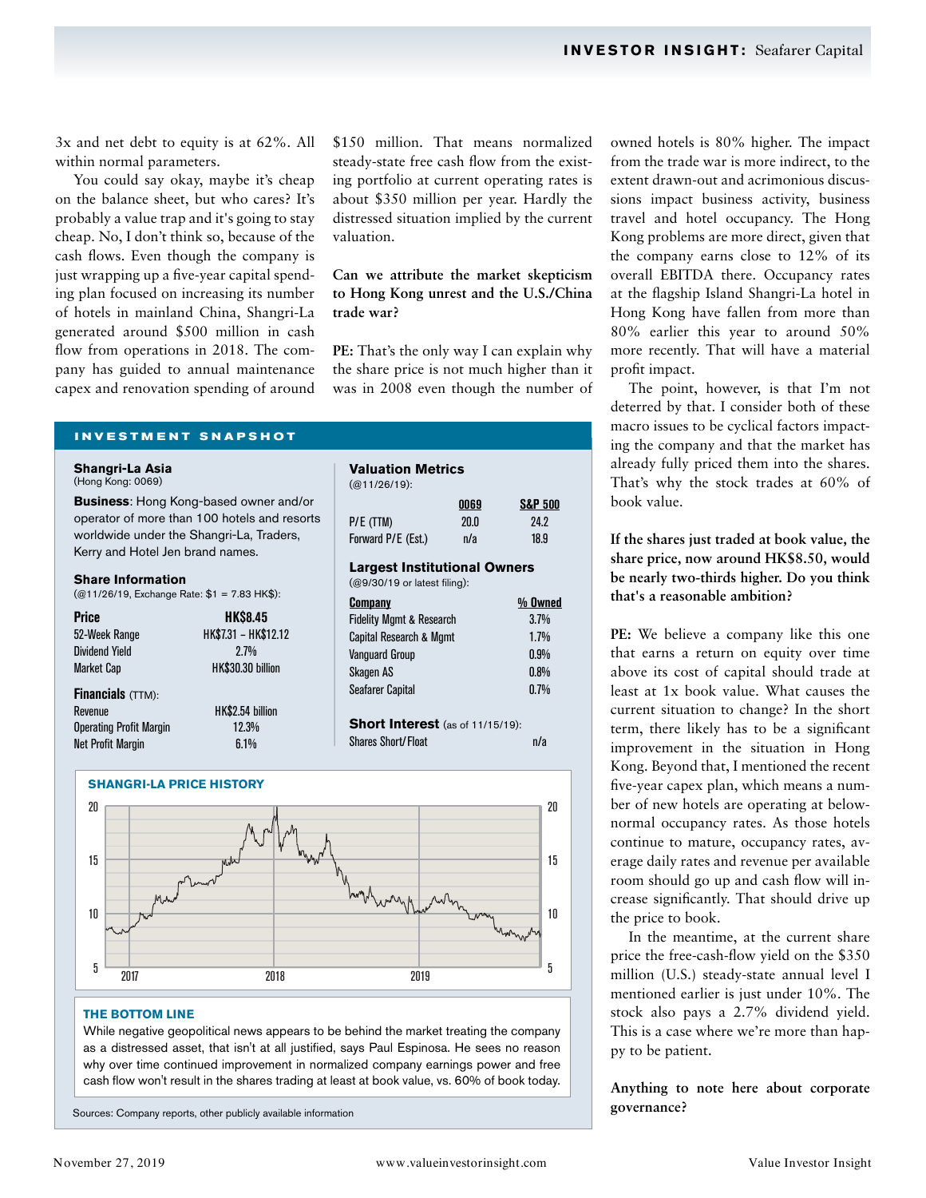3x and net debt to equity is at 62%. All within normal parameters.

You could say okay, maybe it's cheap on the balance sheet, but who cares? It's probably a value trap and it's going to stay cheap. No, I don't think so, because of the cash flows. Even though the company is just wrapping up a five-year capital spending plan focused on increasing its number of hotels in mainland China, Shangri-La generated around $500 million in cash flow from operations in 2018. The company has guided to annual maintenance capex and renovation spending of around $150 million. That means normalized steady-state free cash flow from the existing portfolio at current operating rates is about $350 million per year. Hardly the distressed situation implied by the current valuation.

**Can we attribute the market skepticism to Hong Kong unrest and the U.S./China trade war?**

**PE:** That's the only way I can explain why the share price is not much higher than it was in 2008 even though the number of owned hotels is 80% higher. The impact from the trade war is more indirect, to the extent drawn-out and acrimonious discussions impact business activity, business travel and hotel occupancy. The Hong Kong problems are more direct, given that the company earns close to 12% of its overall EBITDA there. Occupancy rates at the flagship Island Shangri-La hotel in Hong Kong have fallen from more than 80% earlier this year to around 50% more recently. That will have a material profit impact.

The point, however, is that I'm not deterred by that. I consider both of these macro issues to be cyclical factors impacting the company and that the market has already fully priced them into the shares. That's why the stock trades at 60% of book value.

**If the shares just traded at book value, the share price, now around HK$8.50, would be nearly two-thirds higher. Do you think that's a reasonable ambition?**

**PE:** We believe a company like this one that earns a return on equity over time above its cost of capital should trade at least at 1x book value. What causes the current situation to change? In the short term, there likely has to be a significant improvement in the situation in Hong Kong. Beyond that, I mentioned the recent five-year capex plan, which means a number of new hotels are operating at below-normal occupancy rates. As those hotels continue to mature, occupancy rates, average daily rates and revenue per available room should go up and cash flow will increase significantly. That should drive up the price to book.

In the meantime, at the current share price the free-cash-flow yield on the $350 million (U.S.) steady-state annual level I mentioned earlier is just under 10%. The stock also pays a 2.7% dividend yield. This is a case where we're more than happy to be patient.

**Anything to note here about corporate governance?**

## INVESTMENT SNAPSHOT

**Shangri-La Asia**
(Hong Kong: 0069)

**Business**: Hong Kong-based owner and/or operator of more than 100 hotels and resorts worldwide under the Shangri-La, Traders, Kerry and Hotel Jen brand names.

**Share Information**
(@11/26/19, Exchange Rate: $1 = 7.83 HK$):

| | |
|---|---|
| **Price** | **HK$8.45** |
| 52-Week Range | HK$7.31 – HK$12.12 |
| Dividend Yield | 2.7% |
| Market Cap | HK$30.30 billion |

**Financials** (TTM):

| | |
|---|---|
| Revenue | HK$2.54 billion |
| Operating Profit Margin | 12.3% |
| Net Profit Margin | 6.1% |

**Valuation Metrics**
(@11/26/19):

| | 0069 | S&P 500 |
|---|---|---|
| P/E (TTM) | 20.0 | 24.2 |
| Forward P/E (Est.) | n/a | 18.9 |

**Largest Institutional Owners**
(@9/30/19 or latest filing):

| Company | % Owned |
|---|---|
| Fidelity Mgmt & Research | 3.7% |
| Capital Research & Mgmt | 1.7% |
| Vanguard Group | 0.9% |
| Skagen AS | 0.8% |
| Seafarer Capital | 0.7% |

**Short Interest** (as of 11/15/19):

| | |
|---|---|
| Shares Short/Float | n/a |

**SHANGRI-LA PRICE HISTORY**

**THE BOTTOM LINE**

While negative geopolitical news appears to be behind the market treating the company as a distressed asset, that isn't at all justified, says Paul Espinosa. He sees no reason why over time continued improvement in normalized company earnings power and free cash flow won't result in the shares trading at least at book value, vs. 60% of book today.

Sources: Company reports, other publicly available information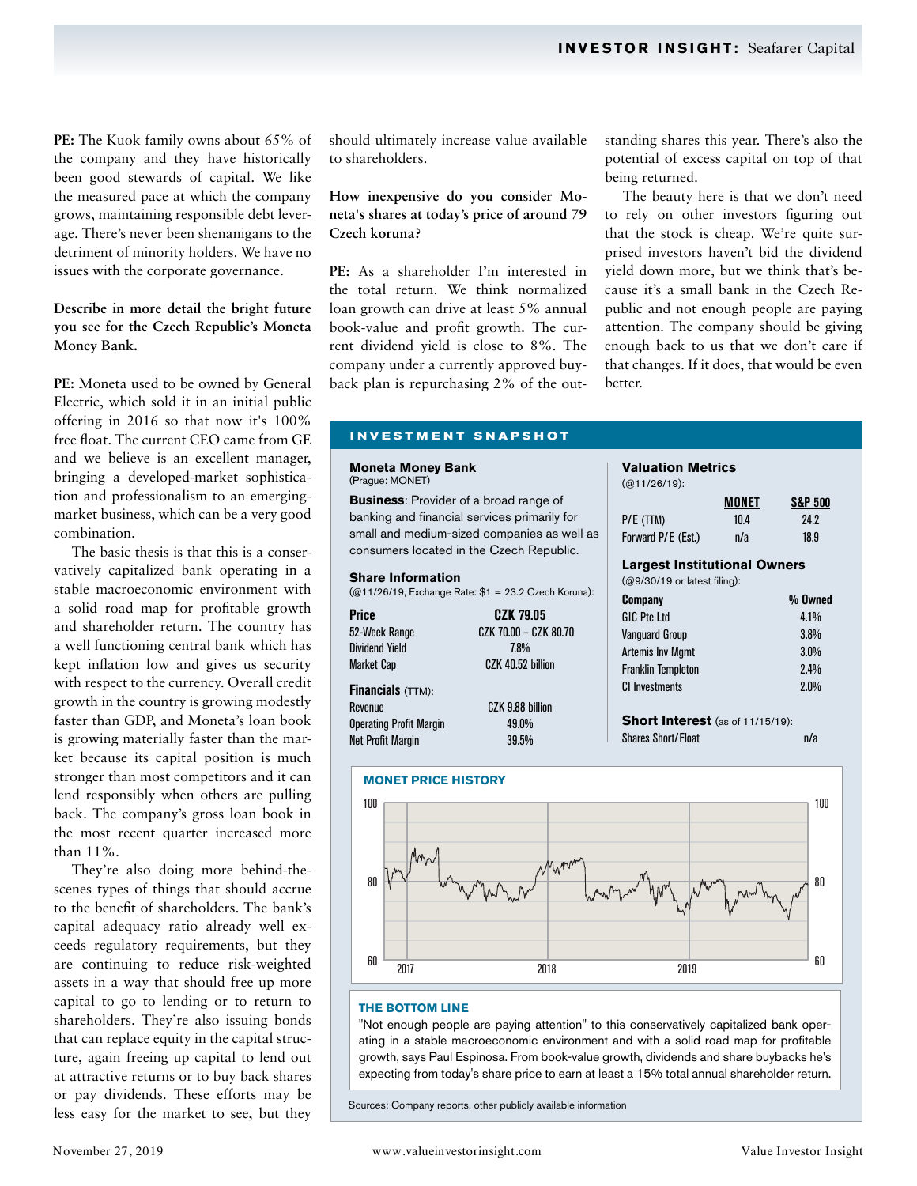**PE:** The Kuok family owns about 65% of the company and they have historically been good stewards of capital. We like the measured pace at which the company grows, maintaining responsible debt leverage. There's never been shenanigans to the detriment of minority holders. We have no issues with the corporate governance.

**Describe in more detail the bright future you see for the Czech Republic's Moneta Money Bank.**

**PE:** Moneta used to be owned by General Electric, which sold it in an initial public offering in 2016 so that now it's 100% free float. The current CEO came from GE and we believe is an excellent manager, bringing a developed-market sophistication and professionalism to an emerging-market business, which can be a very good combination.

The basic thesis is that this is a conservatively capitalized bank operating in a stable macroeconomic environment with a solid road map for profitable growth and shareholder return. The country has a well functioning central bank which has kept inflation low and gives us security with respect to the currency. Overall credit growth in the country is growing modestly faster than GDP, and Moneta's loan book is growing materially faster than the market because its capital position is much stronger than most competitors and it can lend responsibly when others are pulling back. The company's gross loan book in the most recent quarter increased more than 11%.

They're also doing more behind-the-scenes types of things that should accrue to the benefit of shareholders. The bank's capital adequacy ratio already well exceeds regulatory requirements, but they are continuing to reduce risk-weighted assets in a way that should free up more capital to go to lending or to return to shareholders. They're also issuing bonds that can replace equity in the capital structure, again freeing up capital to lend out at attractive returns or to buy back shares or pay dividends. These efforts may be less easy for the market to see, but they should ultimately increase value available to shareholders.

**How inexpensive do you consider Moneta's shares at today's price of around 79 Czech koruna?**

**PE:** As a shareholder I'm interested in the total return. We think normalized loan growth can drive at least 5% annual book-value and profit growth. The current dividend yield is close to 8%. The company under a currently approved buyback plan is repurchasing 2% of the outstanding shares this year. There's also the potential of excess capital on top of that being returned.

The beauty here is that we don't need to rely on other investors figuring out that the stock is cheap. We're quite surprised investors haven't bid the dividend yield down more, but we think that's because it's a small bank in the Czech Republic and not enough people are paying attention. The company should be giving enough back to us that we don't care if that changes. If it does, that would be even better.

## INVESTMENT SNAPSHOT

**Moneta Money Bank**
(Prague: MONET)

**Business**: Provider of a broad range of banking and financial services primarily for small and medium-sized companies as well as consumers located in the Czech Republic.

**Share Information**
(@11/26/19, Exchange Rate: $1 = 23.2 Czech Koruna):

| | |
|---|---|
| **Price** | **CZK 79.05** |
| 52-Week Range | CZK 70.00 – CZK 80.70 |
| Dividend Yield | 7.8% |
| Market Cap | CZK 40.52 billion |

**Financials** (TTM):

| | |
|---|---|
| Revenue | CZK 9.88 billion |
| Operating Profit Margin | 49.0% |
| Net Profit Margin | 39.5% |

**Valuation Metrics**
(@11/26/19):

| | MONET | S&P 500 |
|---|---|---|
| P/E (TTM) | 10.4 | 24.2 |
| Forward P/E (Est.) | n/a | 18.9 |

**Largest Institutional Owners**
(@9/30/19 or latest filing):

| Company | % Owned |
|---|---|
| GIC Pte Ltd | 4.1% |
| Vanguard Group | 3.8% |
| Artemis Inv Mgmt | 3.0% |
| Franklin Templeton | 2.4% |
| CI Investments | 2.0% |

**Short Interest** (as of 11/15/19):

| | |
|---|---|
| Shares Short/Float | n/a |

**MONET PRICE HISTORY**

**THE BOTTOM LINE**

"Not enough people are paying attention" to this conservatively capitalized bank operating in a stable macroeconomic environment and with a solid road map for profitable growth, says Paul Espinosa. From book-value growth, dividends and share buybacks he's expecting from today's share price to earn at least a 15% total annual shareholder return.

Sources: Company reports, other publicly available information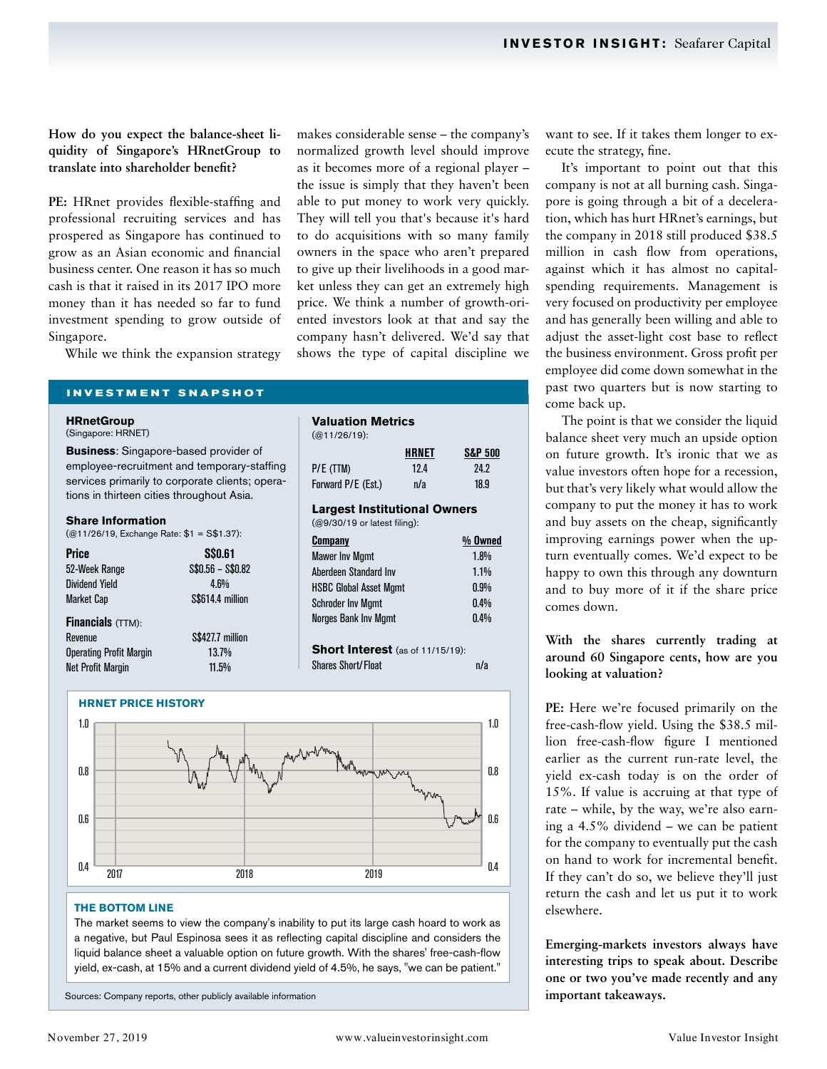**How do you expect the balance-sheet liquidity of Singapore's HRnetGroup to translate into shareholder benefit?**

**PE:** HRnet provides flexible-staffing and professional recruiting services and has prospered as Singapore has continued to grow as an Asian economic and financial business center. One reason it has so much cash is that it raised in its 2017 IPO more money than it has needed so far to fund investment spending to grow outside of Singapore.

While we think the expansion strategy makes considerable sense – the company's normalized growth level should improve as it becomes more of a regional player – the issue is simply that they haven't been able to put money to work very quickly. They will tell you that's because it's hard to do acquisitions with so many family owners in the space who aren't prepared to give up their livelihoods in a good market unless they can get an extremely high price. We think a number of growth-oriented investors look at that and say the company hasn't delivered. We'd say that shows the type of capital discipline we want to see. If it takes them longer to execute the strategy, fine.

It's important to point out that this company is not at all burning cash. Singapore is going through a bit of a deceleration, which has hurt HRnet's earnings, but the company in 2018 still produced $38.5 million in cash flow from operations, against which it has almost no capital-spending requirements. Management is very focused on productivity per employee and has generally been willing and able to adjust the asset-light cost base to reflect the business environment. Gross profit per employee did come down somewhat in the past two quarters but is now starting to come back up.

The point is that we consider the liquid balance sheet very much an upside option on future growth. It's ironic that we as value investors often hope for a recession, but that's very likely what would allow the company to put the money it has to work and buy assets on the cheap, significantly improving earnings power when the upturn eventually comes. We'd expect to be happy to own this through any downturn and to buy more of it if the share price comes down.

**With the shares currently trading at around 60 Singapore cents, how are you looking at valuation?**

**PE:** Here we're focused primarily on the free-cash-flow yield. Using the $38.5 million free-cash-flow figure I mentioned earlier as the current run-rate level, the yield ex-cash today is on the order of 15%. If value is accruing at that type of rate – while, by the way, we're also earning a 4.5% dividend – we can be patient for the company to eventually put the cash on hand to work for incremental benefit. If they can't do so, we believe they'll just return the cash and let us put it to work elsewhere.

**Emerging-markets investors always have interesting trips to speak about. Describe one or two you've made recently and any important takeaways.**

## INVESTMENT SNAPSHOT

**HRnetGroup**
(Singapore: HRNET)

**Business**: Singapore-based provider of employee-recruitment and temporary-staffing services primarily to corporate clients; operations in thirteen cities throughout Asia.

**Share Information**
(@11/26/19, Exchange Rate: $1 = S$1.37):

| | |
|---|---|
| **Price** | **S$0.61** |
| 52-Week Range | S$0.56 – S$0.82 |
| Dividend Yield | 4.6% |
| Market Cap | S$614.4 million |

**Financials** (TTM):

| | |
|---|---|
| Revenue | S$427.7 million |
| Operating Profit Margin | 13.7% |
| Net Profit Margin | 11.5% |

**Valuation Metrics**
(@11/26/19):

| | HRNET | S&P 500 |
|---|---|---|
| P/E (TTM) | 12.4 | 24.2 |
| Forward P/E (Est.) | n/a | 18.9 |

**Largest Institutional Owners**
(@9/30/19 or latest filing):

| Company | % Owned |
|---|---|
| Mawer Inv Mgmt | 1.8% |
| Aberdeen Standard Inv | 1.1% |
| HSBC Global Asset Mgmt | 0.9% |
| Schroder Inv Mgmt | 0.4% |
| Norges Bank Inv Mgmt | 0.4% |

**Short Interest** (as of 11/15/19):

| | |
|---|---|
| Shares Short/Float | n/a |

**HRNET PRICE HISTORY**

**THE BOTTOM LINE**

The market seems to view the company's inability to put its large cash hoard to work as a negative, but Paul Espinosa sees it as reflecting capital discipline and considers the liquid balance sheet a valuable option on future growth. With the shares' free-cash-flow yield, ex-cash, at 15% and a current dividend yield of 4.5%, he says, "we can be patient."

Sources: Company reports, other publicly available information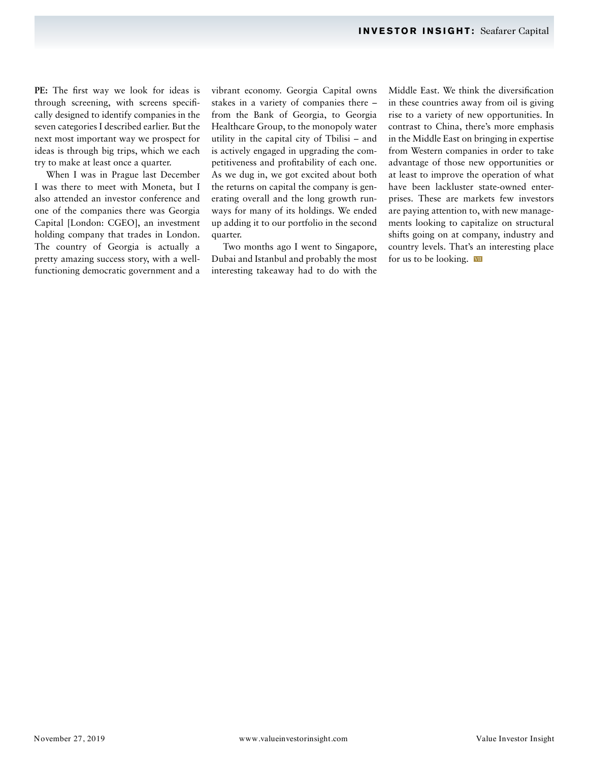**PE:** The first way we look for ideas is through screening, with screens specifically designed to identify companies in the seven categories I described earlier. But the next most important way we prospect for ideas is through big trips, which we each try to make at least once a quarter.

When I was in Prague last December I was there to meet with Moneta, but I also attended an investor conference and one of the companies there was Georgia Capital [London: CGEO], an investment holding company that trades in London. The country of Georgia is actually a pretty amazing success story, with a well-functioning democratic government and a vibrant economy. Georgia Capital owns stakes in a variety of companies there – from the Bank of Georgia, to Georgia Healthcare Group, to the monopoly water utility in the capital city of Tbilisi – and is actively engaged in upgrading the competitiveness and profitability of each one. As we dug in, we got excited about both the returns on capital the company is generating overall and the long growth runways for many of its holdings. We ended up adding it to our portfolio in the second quarter.

Two months ago I went to Singapore, Dubai and Istanbul and probably the most interesting takeaway had to do with the Middle East. We think the diversification in these countries away from oil is giving rise to a variety of new opportunities. In contrast to China, there's more emphasis in the Middle East on bringing in expertise from Western companies in order to take advantage of those new opportunities or at least to improve the operation of what have been lackluster state-owned enterprises. These are markets few investors are paying attention to, with new managements looking to capitalize on structural shifts going on at company, industry and country levels. That's an interesting place for us to be looking.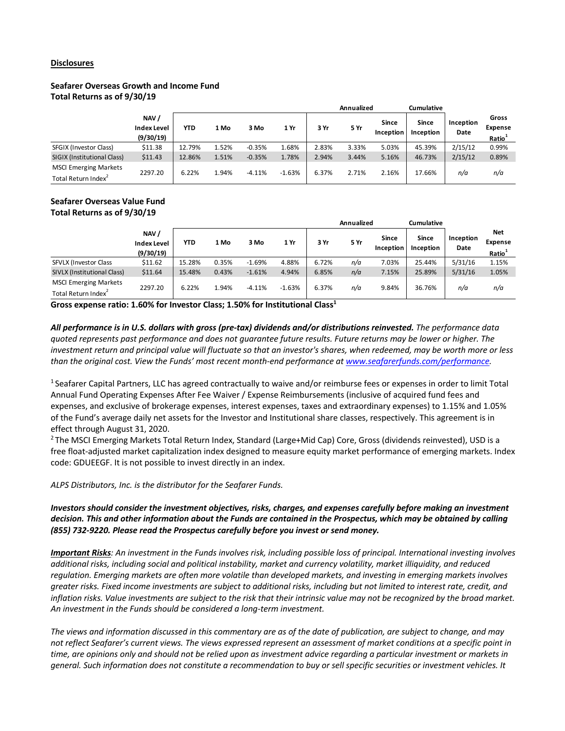## Disclosures

**Seafarer Overseas Growth and Income Fund**
**Total Returns as of 9/30/19**

| | NAV / Index Level (9/30/19) | YTD | 1 Mo | 3 Mo | 1 Yr | Annualized 3 Yr | 5 Yr | Since Inception | Cumulative Since Inception | Inception Date | Gross Expense Ratio[1] |
|---|---|---|---|---|---|---|---|---|---|---|---|
| SFGIX (Investor Class) | $11.38 | 12.79% | 1.52% | -0.35% | 1.68% | 2.83% | 3.33% | 5.03% | 45.39% | 2/15/12 | 0.99% |
| SIGIX (Institutional Class) | $11.43 | 12.86% | 1.51% | -0.35% | 1.78% | 2.94% | 3.44% | 5.16% | 46.73% | 2/15/12 | 0.89% |
| MSCI Emerging Markets Total Return Index[2] | 2297.20 | 6.22% | 1.94% | -4.11% | -1.63% | 6.37% | 2.71% | 2.16% | 17.66% | n/a | n/a |

**Seafarer Overseas Value Fund**
**Total Returns as of 9/30/19**

| | NAV / Index Level (9/30/19) | YTD | 1 Mo | 3 Mo | 1 Yr | Annualized 3 Yr | 5 Yr | Since Inception | Cumulative Since Inception | Inception Date | Net Expense Ratio[1] |
|---|---|---|---|---|---|---|---|---|---|---|---|
| SFVLX (Investor Class | $11.62 | 15.28% | 0.35% | -1.69% | 4.88% | 6.72% | n/a | 7.03% | 25.44% | 5/31/16 | 1.15% |
| SIVLX (Institutional Class) | $11.64 | 15.48% | 0.43% | -1.61% | 4.94% | 6.85% | n/a | 7.15% | 25.89% | 5/31/16 | 1.05% |
| MSCI Emerging Markets Total Return Index[2] | 2297.20 | 6.22% | 1.94% | -4.11% | -1.63% | 6.37% | n/a | 9.84% | 36.76% | n/a | n/a |

**Gross expense ratio: 1.60% for Investor Class; 1.50% for Institutional Class[1]**

***All performance is in U.S. dollars with gross (pre-tax) dividends and/or distributions reinvested.*** *The performance data quoted represents past performance and does not guarantee future results. Future returns may be lower or higher. The investment return and principal value will fluctuate so that an investor's shares, when redeemed, may be worth more or less than the original cost. View the Funds' most recent month-end performance at www.seafarerfunds.com/performance.*

[1] Seafarer Capital Partners, LLC has agreed contractually to waive and/or reimburse fees or expenses in order to limit Total Annual Fund Operating Expenses After Fee Waiver / Expense Reimbursements (inclusive of acquired fund fees and expenses, and exclusive of brokerage expenses, interest expenses, taxes and extraordinary expenses) to 1.15% and 1.05% of the Fund's average daily net assets for the Investor and Institutional share classes, respectively. This agreement is in effect through August 31, 2020.

[2] The MSCI Emerging Markets Total Return Index, Standard (Large+Mid Cap) Core, Gross (dividends reinvested), USD is a free float-adjusted market capitalization index designed to measure equity market performance of emerging markets. Index code: GDUEEGF. It is not possible to invest directly in an index.

*ALPS Distributors, Inc. is the distributor for the Seafarer Funds.*

***Investors should consider the investment objectives, risks, charges, and expenses carefully before making an investment decision. This and other information about the Funds are contained in the Prospectus, which may be obtained by calling (855) 732-9220. Please read the Prospectus carefully before you invest or send money.***

***Important Risks****: An investment in the Funds involves risk, including possible loss of principal. International investing involves additional risks, including social and political instability, market and currency volatility, market illiquidity, and reduced regulation. Emerging markets are often more volatile than developed markets, and investing in emerging markets involves greater risks. Fixed income investments are subject to additional risks, including but not limited to interest rate, credit, and inflation risks. Value investments are subject to the risk that their intrinsic value may not be recognized by the broad market. An investment in the Funds should be considered a long-term investment.*

*The views and information discussed in this commentary are as of the date of publication, are subject to change, and may not reflect Seafarer's current views. The views expressed represent an assessment of market conditions at a specific point in time, are opinions only and should not be relied upon as investment advice regarding a particular investment or markets in general. Such information does not constitute a recommendation to buy or sell specific securities or investment vehicles. It*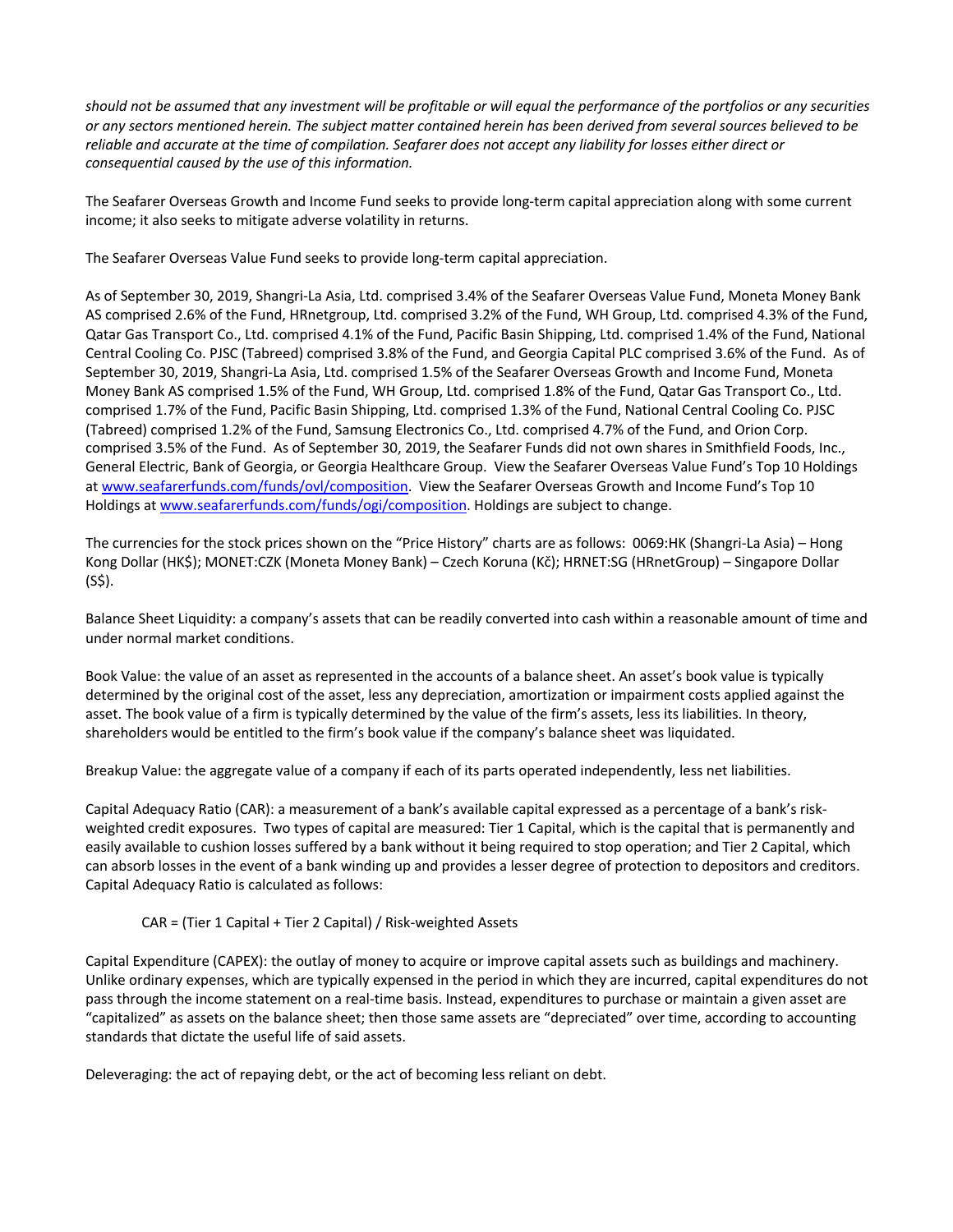*should not be assumed that any investment will be profitable or will equal the performance of the portfolios or any securities or any sectors mentioned herein. The subject matter contained herein has been derived from several sources believed to be reliable and accurate at the time of compilation. Seafarer does not accept any liability for losses either direct or consequential caused by the use of this information.*

The Seafarer Overseas Growth and Income Fund seeks to provide long-term capital appreciation along with some current income; it also seeks to mitigate adverse volatility in returns.

The Seafarer Overseas Value Fund seeks to provide long-term capital appreciation.

As of September 30, 2019, Shangri-La Asia, Ltd. comprised 3.4% of the Seafarer Overseas Value Fund, Moneta Money Bank AS comprised 2.6% of the Fund, HRnetgroup, Ltd. comprised 3.2% of the Fund, WH Group, Ltd. comprised 4.3% of the Fund, Qatar Gas Transport Co., Ltd. comprised 4.1% of the Fund, Pacific Basin Shipping, Ltd. comprised 1.4% of the Fund, National Central Cooling Co. PJSC (Tabreed) comprised 3.8% of the Fund, and Georgia Capital PLC comprised 3.6% of the Fund. As of September 30, 2019, Shangri-La Asia, Ltd. comprised 1.5% of the Seafarer Overseas Growth and Income Fund, Moneta Money Bank AS comprised 1.5% of the Fund, WH Group, Ltd. comprised 1.8% of the Fund, Qatar Gas Transport Co., Ltd. comprised 1.7% of the Fund, Pacific Basin Shipping, Ltd. comprised 1.3% of the Fund, National Central Cooling Co. PJSC (Tabreed) comprised 1.2% of the Fund, Samsung Electronics Co., Ltd. comprised 4.7% of the Fund, and Orion Corp. comprised 3.5% of the Fund. As of September 30, 2019, the Seafarer Funds did not own shares in Smithfield Foods, Inc., General Electric, Bank of Georgia, or Georgia Healthcare Group. View the Seafarer Overseas Value Fund's Top 10 Holdings at [www.seafarerfunds.com/funds/ovl/composition](www.seafarerfunds.com/funds/ovl/composition). View the Seafarer Overseas Growth and Income Fund's Top 10 Holdings at [www.seafarerfunds.com/funds/ogi/composition](www.seafarerfunds.com/funds/ogi/composition). Holdings are subject to change.

The currencies for the stock prices shown on the "Price History" charts are as follows: 0069:HK (Shangri-La Asia) – Hong Kong Dollar (HK$); MONET:CZK (Moneta Money Bank) – Czech Koruna (Kč); HRNET:SG (HRnetGroup) – Singapore Dollar (S$).

Balance Sheet Liquidity: a company's assets that can be readily converted into cash within a reasonable amount of time and under normal market conditions.

Book Value: the value of an asset as represented in the accounts of a balance sheet. An asset's book value is typically determined by the original cost of the asset, less any depreciation, amortization or impairment costs applied against the asset. The book value of a firm is typically determined by the value of the firm's assets, less its liabilities. In theory, shareholders would be entitled to the firm's book value if the company's balance sheet was liquidated.

Breakup Value: the aggregate value of a company if each of its parts operated independently, less net liabilities.

Capital Adequacy Ratio (CAR): a measurement of a bank's available capital expressed as a percentage of a bank's risk-weighted credit exposures. Two types of capital are measured: Tier 1 Capital, which is the capital that is permanently and easily available to cushion losses suffered by a bank without it being required to stop operation; and Tier 2 Capital, which can absorb losses in the event of a bank winding up and provides a lesser degree of protection to depositors and creditors. Capital Adequacy Ratio is calculated as follows:

$$\text{CAR} = (\text{Tier 1 Capital} + \text{Tier 2 Capital}) / \text{Risk-weighted Assets}$$

Capital Expenditure (CAPEX): the outlay of money to acquire or improve capital assets such as buildings and machinery. Unlike ordinary expenses, which are typically expensed in the period in which they are incurred, capital expenditures do not pass through the income statement on a real-time basis. Instead, expenditures to purchase or maintain a given asset are "capitalized" as assets on the balance sheet; then those same assets are "depreciated" over time, according to accounting standards that dictate the useful life of said assets.

Deleveraging: the act of repaying debt, or the act of becoming less reliant on debt.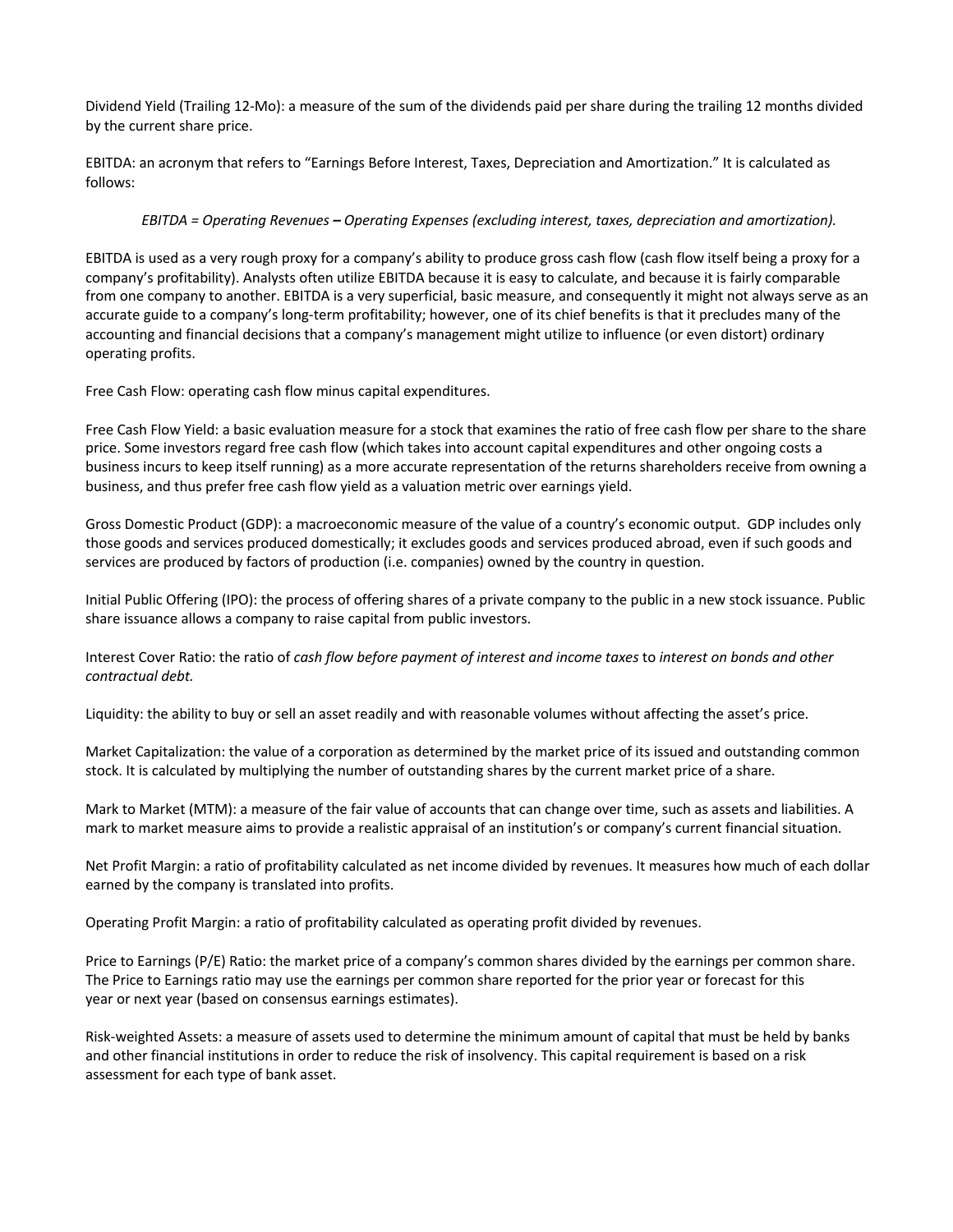Dividend Yield (Trailing 12-Mo): a measure of the sum of the dividends paid per share during the trailing 12 months divided by the current share price.

EBITDA: an acronym that refers to "Earnings Before Interest, Taxes, Depreciation and Amortization." It is calculated as follows:

*EBITDA = Operating Revenues* **–** *Operating Expenses (excluding interest, taxes, depreciation and amortization).*

EBITDA is used as a very rough proxy for a company's ability to produce gross cash flow (cash flow itself being a proxy for a company's profitability). Analysts often utilize EBITDA because it is easy to calculate, and because it is fairly comparable from one company to another. EBITDA is a very superficial, basic measure, and consequently it might not always serve as an accurate guide to a company's long-term profitability; however, one of its chief benefits is that it precludes many of the accounting and financial decisions that a company's management might utilize to influence (or even distort) ordinary operating profits.

Free Cash Flow: operating cash flow minus capital expenditures.

Free Cash Flow Yield: a basic evaluation measure for a stock that examines the ratio of free cash flow per share to the share price. Some investors regard free cash flow (which takes into account capital expenditures and other ongoing costs a business incurs to keep itself running) as a more accurate representation of the returns shareholders receive from owning a business, and thus prefer free cash flow yield as a valuation metric over earnings yield.

Gross Domestic Product (GDP): a macroeconomic measure of the value of a country's economic output. GDP includes only those goods and services produced domestically; it excludes goods and services produced abroad, even if such goods and services are produced by factors of production (i.e. companies) owned by the country in question.

Initial Public Offering (IPO): the process of offering shares of a private company to the public in a new stock issuance. Public share issuance allows a company to raise capital from public investors.

Interest Cover Ratio: the ratio of *cash flow before payment of interest and income taxes* to *interest on bonds and other contractual debt.*

Liquidity: the ability to buy or sell an asset readily and with reasonable volumes without affecting the asset's price.

Market Capitalization: the value of a corporation as determined by the market price of its issued and outstanding common stock. It is calculated by multiplying the number of outstanding shares by the current market price of a share.

Mark to Market (MTM): a measure of the fair value of accounts that can change over time, such as assets and liabilities. A mark to market measure aims to provide a realistic appraisal of an institution's or company's current financial situation.

Net Profit Margin: a ratio of profitability calculated as net income divided by revenues. It measures how much of each dollar earned by the company is translated into profits.

Operating Profit Margin: a ratio of profitability calculated as operating profit divided by revenues.

Price to Earnings (P/E) Ratio: the market price of a company's common shares divided by the earnings per common share. The Price to Earnings ratio may use the earnings per common share reported for the prior year or forecast for this year or next year (based on consensus earnings estimates).

Risk-weighted Assets: a measure of assets used to determine the minimum amount of capital that must be held by banks and other financial institutions in order to reduce the risk of insolvency. This capital requirement is based on a risk assessment for each type of bank asset.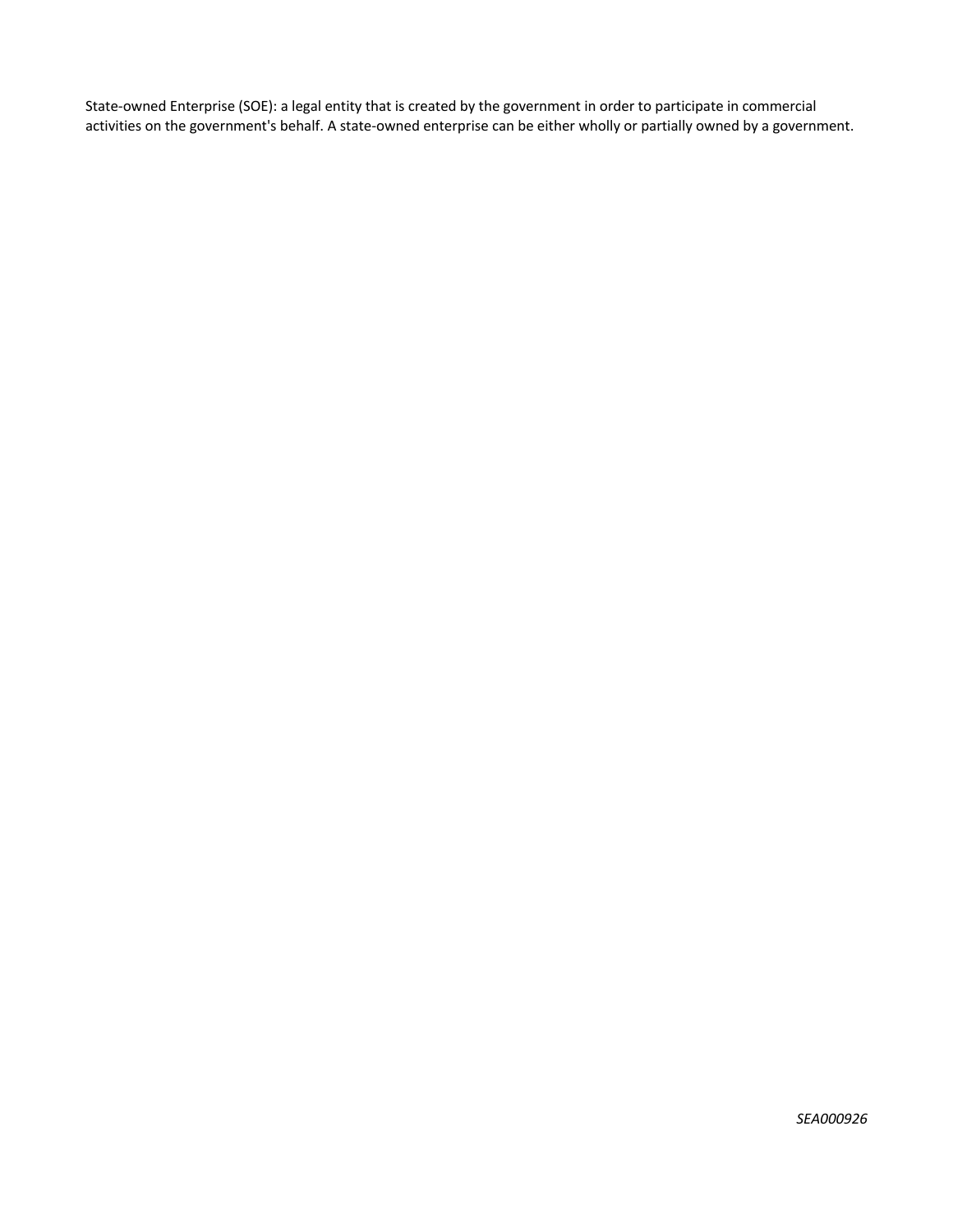State-owned Enterprise (SOE): a legal entity that is created by the government in order to participate in commercial activities on the government's behalf. A state-owned enterprise can be either wholly or partially owned by a government.